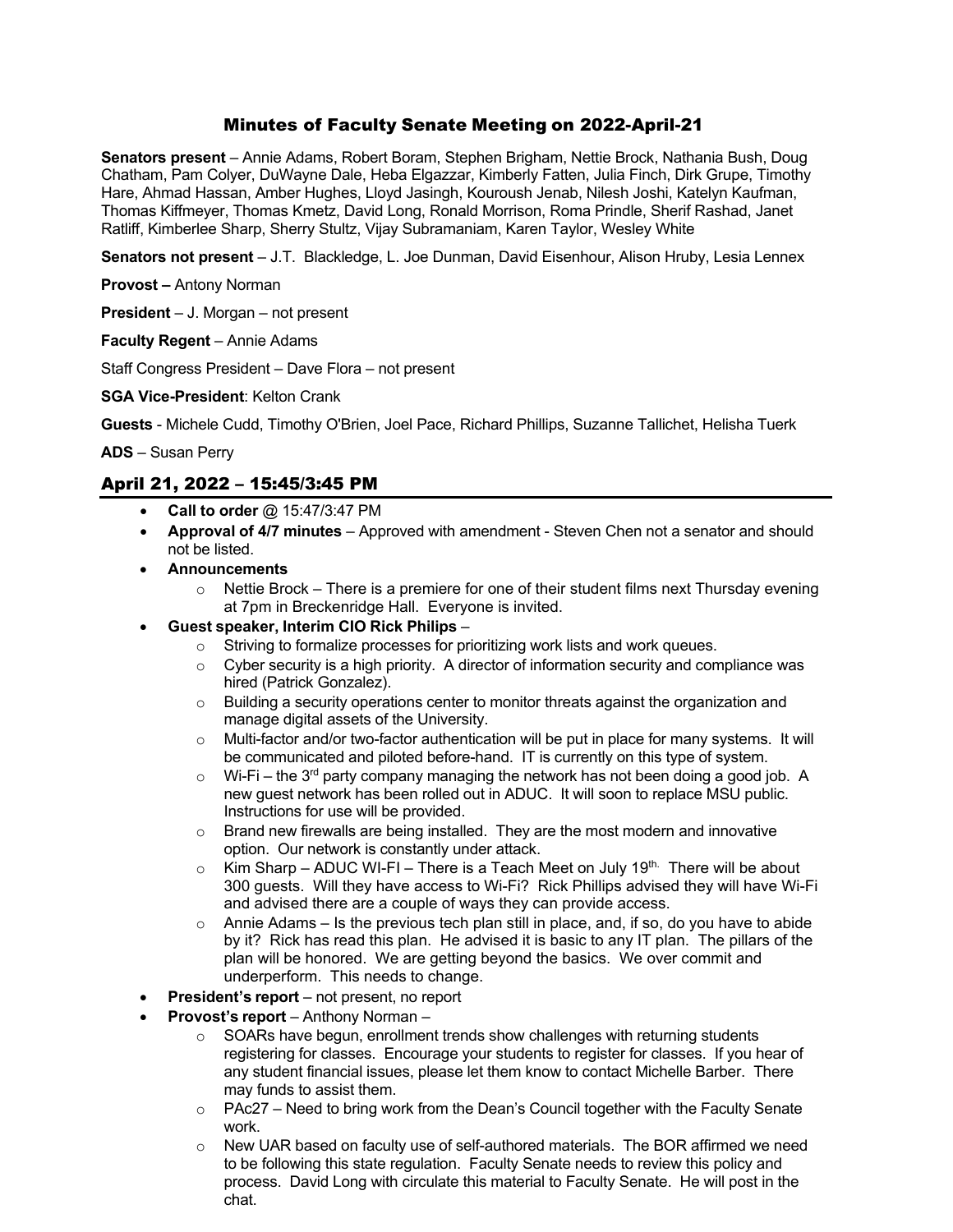# Minutes of Faculty Senate Meeting on 2022-April-21

**Senators present** – Annie Adams, Robert Boram, Stephen Brigham, Nettie Brock, Nathania Bush, Doug Chatham, Pam Colyer, DuWayne Dale, Heba Elgazzar, Kimberly Fatten, Julia Finch, Dirk Grupe, Timothy Hare, Ahmad Hassan, Amber Hughes, Lloyd Jasingh, Kouroush Jenab, Nilesh Joshi, Katelyn Kaufman, Thomas Kiffmeyer, Thomas Kmetz, David Long, Ronald Morrison, Roma Prindle, Sherif Rashad, Janet Ratliff, Kimberlee Sharp, Sherry Stultz, Vijay Subramaniam, Karen Taylor, Wesley White

**Senators not present** – J.T. Blackledge, L. Joe Dunman, David Eisenhour, Alison Hruby, Lesia Lennex

**Provost –** Antony Norman

**President** – J. Morgan – not present

**Faculty Regent** – Annie Adams

Staff Congress President – Dave Flora – not present

**SGA Vice-President**: Kelton Crank

**Guests** - Michele Cudd, Timothy O'Brien, Joel Pace, Richard Phillips, Suzanne Tallichet, Helisha Tuerk

**ADS** – Susan Perry

## April 21, 2022 – 15:45/3:45 PM

- **Call to order** @ 15:47/3:47 PM
- **Approval of 4/7 minutes** – Approved with amendment - Steven Chen not a senator and should not be listed.
- **Announcements**
  - Nettie Brock – There is a premiere for one of their student films next Thursday evening at 7pm in Breckenridge Hall. Everyone is invited.
- **Guest speaker, Interim CIO Rick Philips** –
  - Striving to formalize processes for prioritizing work lists and work queues.
  - Cyber security is a high priority. A director of information security and compliance was hired (Patrick Gonzalez).
  - Building a security operations center to monitor threats against the organization and manage digital assets of the University.
  - Multi-factor and/or two-factor authentication will be put in place for many systems. It will be communicated and piloted before-hand. IT is currently on this type of system.
  - Wi-Fi – the 3rd party company managing the network has not been doing a good job. A new guest network has been rolled out in ADUC. It will soon to replace MSU public. Instructions for use will be provided.
  - Brand new firewalls are being installed. They are the most modern and innovative option. Our network is constantly under attack.
  - Kim Sharp – ADUC WI-FI – There is a Teach Meet on July 19th. There will be about 300 guests. Will they have access to Wi-Fi? Rick Phillips advised they will have Wi-Fi and advised there are a couple of ways they can provide access.
  - Annie Adams – Is the previous tech plan still in place, and, if so, do you have to abide by it? Rick has read this plan. He advised it is basic to any IT plan. The pillars of the plan will be honored. We are getting beyond the basics. We over commit and underperform. This needs to change.
- **President's report** – not present, no report
- **Provost's report** – Anthony Norman –
  - SOARs have begun, enrollment trends show challenges with returning students registering for classes. Encourage your students to register for classes. If you hear of any student financial issues, please let them know to contact Michelle Barber. There may funds to assist them.
  - PAc27 – Need to bring work from the Dean's Council together with the Faculty Senate work.
  - New UAR based on faculty use of self-authored materials. The BOR affirmed we need to be following this state regulation. Faculty Senate needs to review this policy and process. David Long with circulate this material to Faculty Senate. He will post in the chat.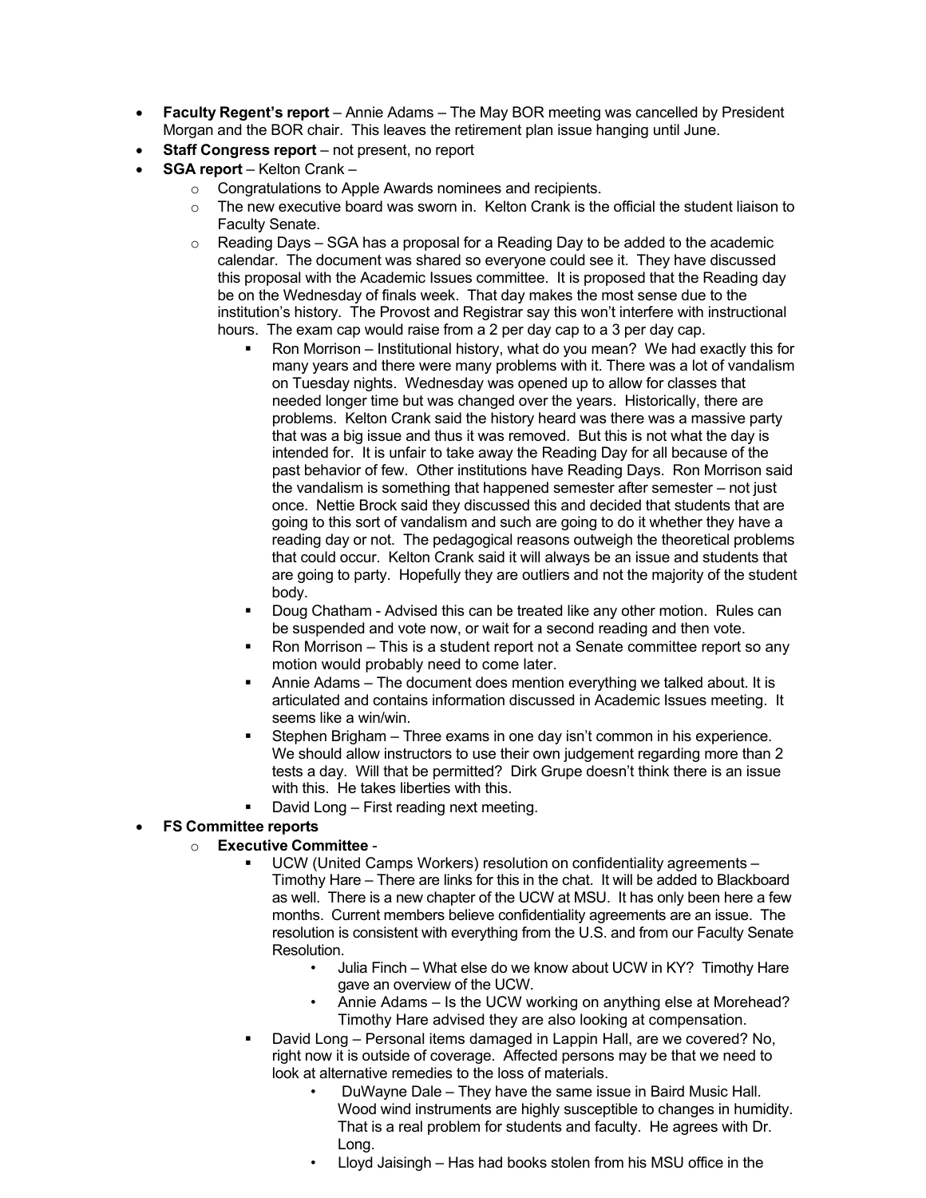- **Faculty Regent's report** – Annie Adams – The May BOR meeting was cancelled by President Morgan and the BOR chair. This leaves the retirement plan issue hanging until June.
- **Staff Congress report** – not present, no report
- **SGA report** – Kelton Crank –
  - Congratulations to Apple Awards nominees and recipients.
  - The new executive board was sworn in. Kelton Crank is the official the student liaison to Faculty Senate.
  - Reading Days – SGA has a proposal for a Reading Day to be added to the academic calendar. The document was shared so everyone could see it. They have discussed this proposal with the Academic Issues committee. It is proposed that the Reading day be on the Wednesday of finals week. That day makes the most sense due to the institution's history. The Provost and Registrar say this won't interfere with instructional hours. The exam cap would raise from a 2 per day cap to a 3 per day cap.
    - Ron Morrison – Institutional history, what do you mean? We had exactly this for many years and there were many problems with it. There was a lot of vandalism on Tuesday nights. Wednesday was opened up to allow for classes that needed longer time but was changed over the years. Historically, there are problems. Kelton Crank said the history heard was there was a massive party that was a big issue and thus it was removed. But this is not what the day is intended for. It is unfair to take away the Reading Day for all because of the past behavior of few. Other institutions have Reading Days. Ron Morrison said the vandalism is something that happened semester after semester – not just once. Nettie Brock said they discussed this and decided that students that are going to this sort of vandalism and such are going to do it whether they have a reading day or not. The pedagogical reasons outweigh the theoretical problems that could occur. Kelton Crank said it will always be an issue and students that are going to party. Hopefully they are outliers and not the majority of the student body.
    - Doug Chatham - Advised this can be treated like any other motion. Rules can be suspended and vote now, or wait for a second reading and then vote.
    - Ron Morrison – This is a student report not a Senate committee report so any motion would probably need to come later.
    - Annie Adams – The document does mention everything we talked about. It is articulated and contains information discussed in Academic Issues meeting. It seems like a win/win.
    - Stephen Brigham – Three exams in one day isn't common in his experience. We should allow instructors to use their own judgement regarding more than 2 tests a day. Will that be permitted? Dirk Grupe doesn't think there is an issue with this. He takes liberties with this.
    - David Long – First reading next meeting.
- **FS Committee reports**
  - **Executive Committee** -
    - UCW (United Camps Workers) resolution on confidentiality agreements – Timothy Hare – There are links for this in the chat. It will be added to Blackboard as well. There is a new chapter of the UCW at MSU. It has only been here a few months. Current members believe confidentiality agreements are an issue. The resolution is consistent with everything from the U.S. and from our Faculty Senate Resolution.
      - Julia Finch – What else do we know about UCW in KY? Timothy Hare gave an overview of the UCW.
      - Annie Adams – Is the UCW working on anything else at Morehead? Timothy Hare advised they are also looking at compensation.
    - David Long – Personal items damaged in Lappin Hall, are we covered? No, right now it is outside of coverage. Affected persons may be that we need to look at alternative remedies to the loss of materials.
      - DuWayne Dale – They have the same issue in Baird Music Hall. Wood wind instruments are highly susceptible to changes in humidity. That is a real problem for students and faculty. He agrees with Dr. Long.
      - Lloyd Jaisingh – Has had books stolen from his MSU office in the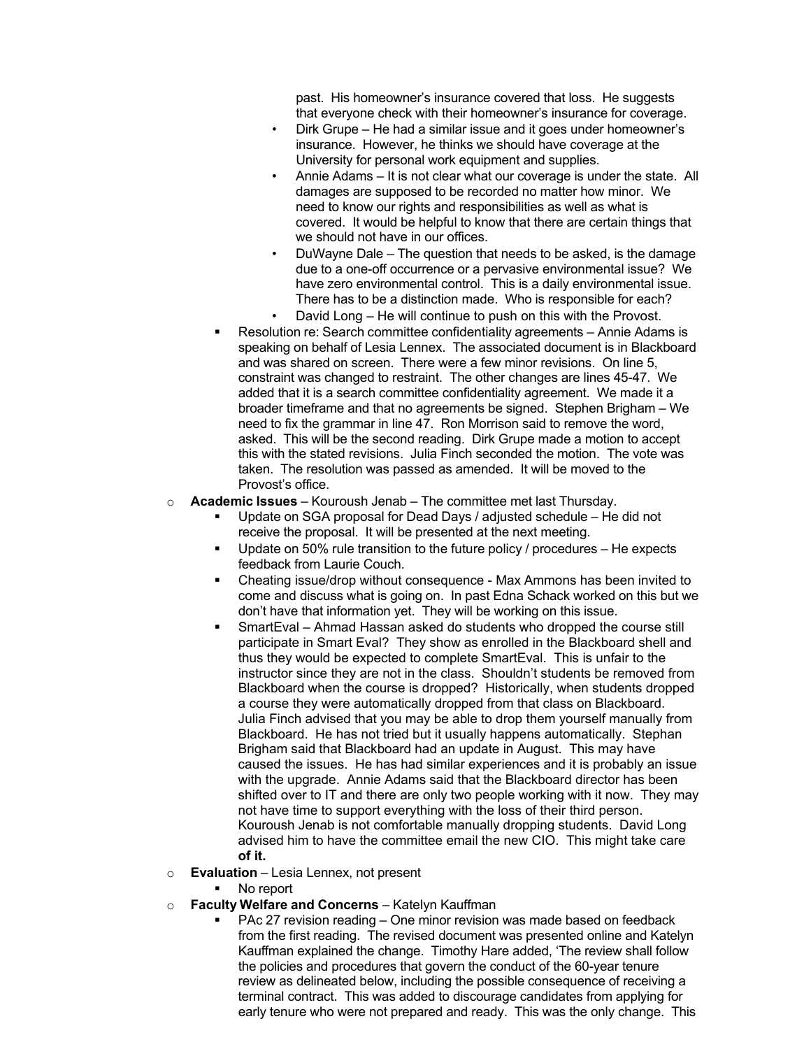past. His homeowner's insurance covered that loss. He suggests that everyone check with their homeowner's insurance for coverage.
            - Dirk Grupe – He had a similar issue and it goes under homeowner's insurance. However, he thinks we should have coverage at the University for personal work equipment and supplies.
            - Annie Adams – It is not clear what our coverage is under the state. All damages are supposed to be recorded no matter how minor. We need to know our rights and responsibilities as well as what is covered. It would be helpful to know that there are certain things that we should not have in our offices.
            - DuWayne Dale – The question that needs to be asked, is the damage due to a one-off occurrence or a pervasive environmental issue? We have zero environmental control. This is a daily environmental issue. There has to be a distinction made. Who is responsible for each?
            - David Long – He will continue to push on this with the Provost.
        - Resolution re: Search committee confidentiality agreements – Annie Adams is speaking on behalf of Lesia Lennex. The associated document is in Blackboard and was shared on screen. There were a few minor revisions. On line 5, constraint was changed to restraint. The other changes are lines 45-47. We added that it is a search committee confidentiality agreement. We made it a broader timeframe and that no agreements be signed. Stephen Brigham – We need to fix the grammar in line 47. Ron Morrison said to remove the word, asked. This will be the second reading. Dirk Grupe made a motion to accept this with the stated revisions. Julia Finch seconded the motion. The vote was taken. The resolution was passed as amended. It will be moved to the Provost's office.
    - **Academic Issues** – Kouroush Jenab – The committee met last Thursday.
        - Update on SGA proposal for Dead Days / adjusted schedule – He did not receive the proposal. It will be presented at the next meeting.
        - Update on 50% rule transition to the future policy / procedures – He expects feedback from Laurie Couch.
        - Cheating issue/drop without consequence - Max Ammons has been invited to come and discuss what is going on. In past Edna Schack worked on this but we don't have that information yet. They will be working on this issue.
        - SmartEval – Ahmad Hassan asked do students who dropped the course still participate in Smart Eval? They show as enrolled in the Blackboard shell and thus they would be expected to complete SmartEval. This is unfair to the instructor since they are not in the class. Shouldn't students be removed from Blackboard when the course is dropped? Historically, when students dropped a course they were automatically dropped from that class on Blackboard. Julia Finch advised that you may be able to drop them yourself manually from Blackboard. He has not tried but it usually happens automatically. Stephan Brigham said that Blackboard had an update in August. This may have caused the issues. He has had similar experiences and it is probably an issue with the upgrade. Annie Adams said that the Blackboard director has been shifted over to IT and there are only two people working with it now. They may not have time to support everything with the loss of their third person. Kouroush Jenab is not comfortable manually dropping students. David Long advised him to have the committee email the new CIO. This might take care **of it.**
    - **Evaluation** – Lesia Lennex, not present
        - No report
    - **Faculty Welfare and Concerns** – Katelyn Kauffman
        - PAc 27 revision reading – One minor revision was made based on feedback from the first reading. The revised document was presented online and Katelyn Kauffman explained the change. Timothy Hare added, 'The review shall follow the policies and procedures that govern the conduct of the 60-year tenure review as delineated below, including the possible consequence of receiving a terminal contract. This was added to discourage candidates from applying for early tenure who were not prepared and ready. This was the only change. This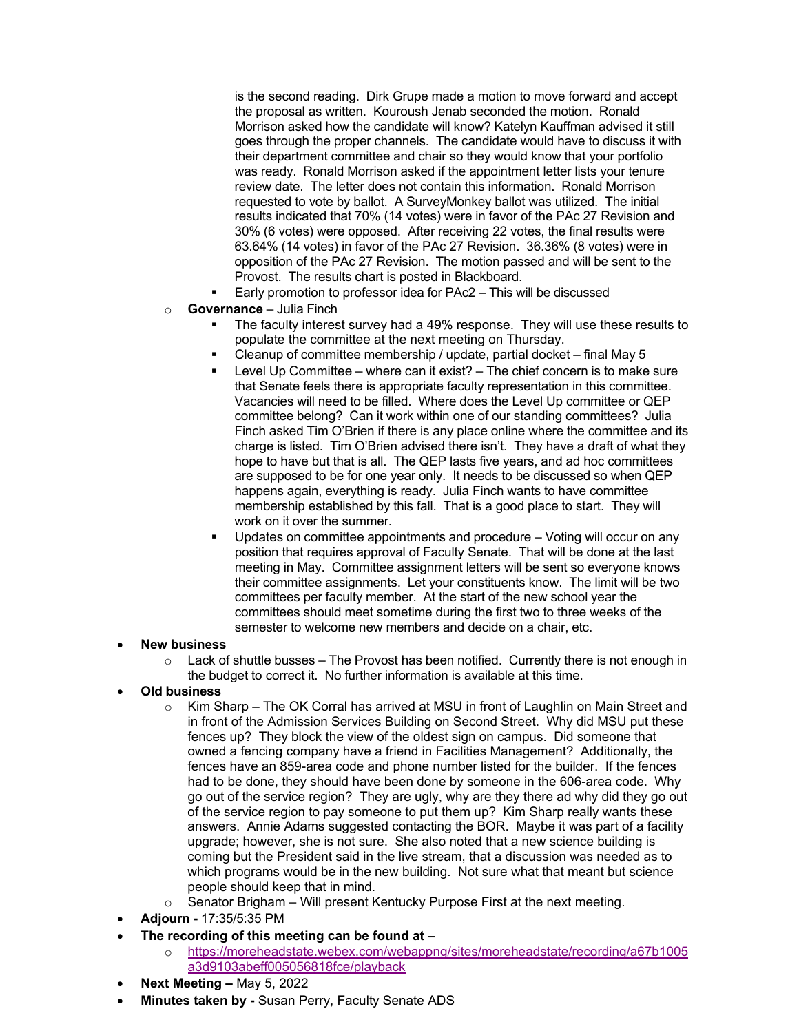is the second reading. Dirk Grupe made a motion to move forward and accept the proposal as written. Kouroush Jenab seconded the motion. Ronald Morrison asked how the candidate will know? Katelyn Kauffman advised it still goes through the proper channels. The candidate would have to discuss it with their department committee and chair so they would know that your portfolio was ready. Ronald Morrison asked if the appointment letter lists your tenure review date. The letter does not contain this information. Ronald Morrison requested to vote by ballot. A SurveyMonkey ballot was utilized. The initial results indicated that 70% (14 votes) were in favor of the PAc 27 Revision and 30% (6 votes) were opposed. After receiving 22 votes, the final results were 63.64% (14 votes) in favor of the PAc 27 Revision. 36.36% (8 votes) were in opposition of the PAc 27 Revision. The motion passed and will be sent to the Provost. The results chart is posted in Blackboard.

      - Early promotion to professor idea for PAc2 – This will be discussed
  - **Governance** – Julia Finch
      - The faculty interest survey had a 49% response. They will use these results to populate the committee at the next meeting on Thursday.
      - Cleanup of committee membership / update, partial docket – final May 5
      - Level Up Committee – where can it exist? – The chief concern is to make sure that Senate feels there is appropriate faculty representation in this committee. Vacancies will need to be filled. Where does the Level Up committee or QEP committee belong? Can it work within one of our standing committees? Julia Finch asked Tim O'Brien if there is any place online where the committee and its charge is listed. Tim O'Brien advised there isn't. They have a draft of what they hope to have but that is all. The QEP lasts five years, and ad hoc committees are supposed to be for one year only. It needs to be discussed so when QEP happens again, everything is ready. Julia Finch wants to have committee membership established by this fall. That is a good place to start. They will work on it over the summer.
      - Updates on committee appointments and procedure – Voting will occur on any position that requires approval of Faculty Senate. That will be done at the last meeting in May. Committee assignment letters will be sent so everyone knows their committee assignments. Let your constituents know. The limit will be two committees per faculty member. At the start of the new school year the committees should meet sometime during the first two to three weeks of the semester to welcome new members and decide on a chair, etc.

- **New business**
  - Lack of shuttle busses – The Provost has been notified. Currently there is not enough in the budget to correct it. No further information is available at this time.
- **Old business**
  - Kim Sharp – The OK Corral has arrived at MSU in front of Laughlin on Main Street and in front of the Admission Services Building on Second Street. Why did MSU put these fences up? They block the view of the oldest sign on campus. Did someone that owned a fencing company have a friend in Facilities Management? Additionally, the fences have an 859-area code and phone number listed for the builder. If the fences had to be done, they should have been done by someone in the 606-area code. Why go out of the service region? They are ugly, why are they there ad why did they go out of the service region to pay someone to put them up? Kim Sharp really wants these answers. Annie Adams suggested contacting the BOR. Maybe it was part of a facility upgrade; however, she is not sure. She also noted that a new science building is coming but the President said in the live stream, that a discussion was needed as to which programs would be in the new building. Not sure what that meant but science people should keep that in mind.
  - Senator Brigham – Will present Kentucky Purpose First at the next meeting.
- **Adjourn -** 17:35/5:35 PM
- **The recording of this meeting can be found at –**
  - https://moreheadstate.webex.com/webappng/sites/moreheadstate/recording/a67b1005a3d9103abeff005056818fce/playback
- **Next Meeting –** May 5, 2022
- **Minutes taken by -** Susan Perry, Faculty Senate ADS